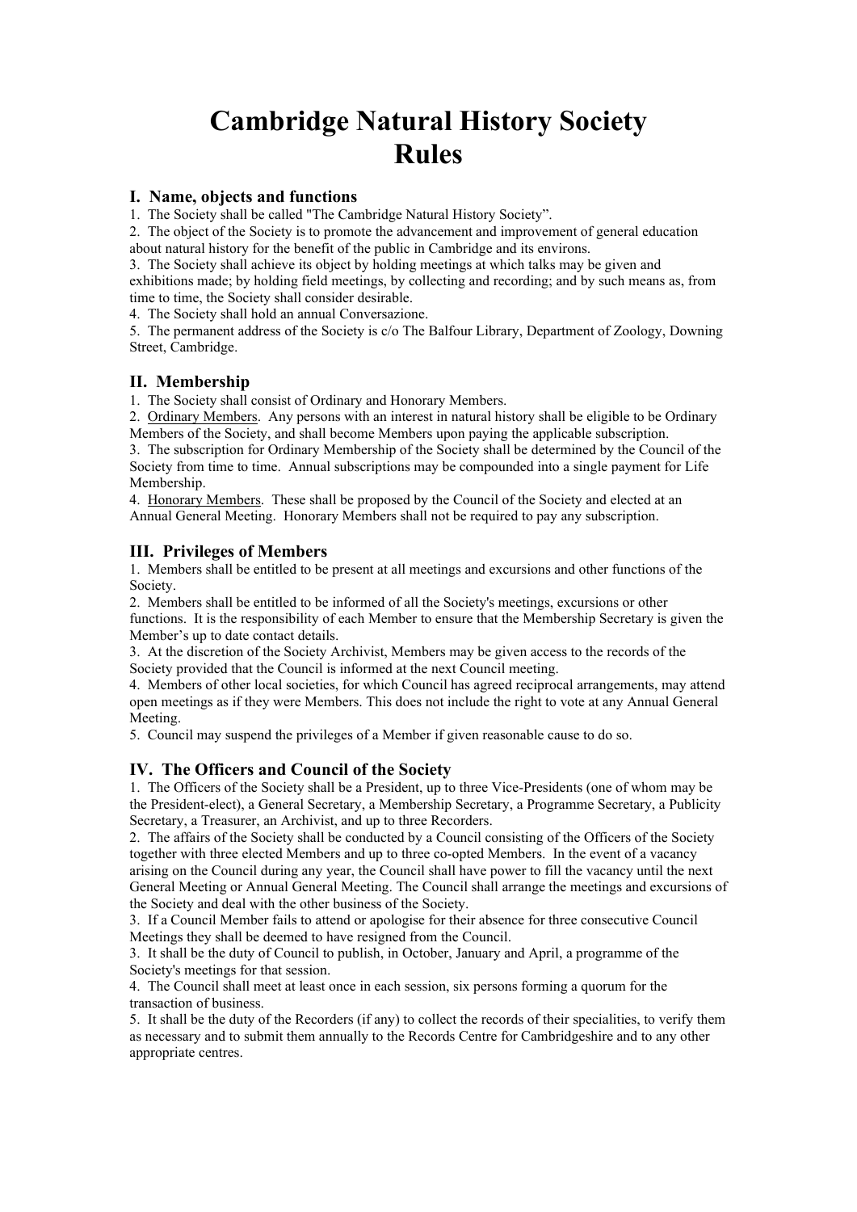# Cambridge Natural History Society Rules

## I. Name, objects and functions

1. The Society shall be called "The Cambridge Natural History Society".
2. The object of the Society is to promote the advancement and improvement of general education about natural history for the benefit of the public in Cambridge and its environs.
3. The Society shall achieve its object by holding meetings at which talks may be given and exhibitions made; by holding field meetings, by collecting and recording; and by such means as, from time to time, the Society shall consider desirable.
4. The Society shall hold an annual Conversazione.
5. The permanent address of the Society is c/o The Balfour Library, Department of Zoology, Downing Street, Cambridge.

## II. Membership

1. The Society shall consist of Ordinary and Honorary Members.
2. <u>Ordinary Members</u>. Any persons with an interest in natural history shall be eligible to be Ordinary Members of the Society, and shall become Members upon paying the applicable subscription.
3. The subscription for Ordinary Membership of the Society shall be determined by the Council of the Society from time to time. Annual subscriptions may be compounded into a single payment for Life Membership.
4. <u>Honorary Members</u>. These shall be proposed by the Council of the Society and elected at an Annual General Meeting. Honorary Members shall not be required to pay any subscription.

## III. Privileges of Members

1. Members shall be entitled to be present at all meetings and excursions and other functions of the Society.
2. Members shall be entitled to be informed of all the Society's meetings, excursions or other functions. It is the responsibility of each Member to ensure that the Membership Secretary is given the Member's up to date contact details.
3. At the discretion of the Society Archivist, Members may be given access to the records of the Society provided that the Council is informed at the next Council meeting.
4. Members of other local societies, for which Council has agreed reciprocal arrangements, may attend open meetings as if they were Members. This does not include the right to vote at any Annual General Meeting.
5. Council may suspend the privileges of a Member if given reasonable cause to do so.

## IV. The Officers and Council of the Society

1. The Officers of the Society shall be a President, up to three Vice-Presidents (one of whom may be the President-elect), a General Secretary, a Membership Secretary, a Programme Secretary, a Publicity Secretary, a Treasurer, an Archivist, and up to three Recorders.

2. The affairs of the Society shall be conducted by a Council consisting of the Officers of the Society together with three elected Members and up to three co-opted Members. In the event of a vacancy arising on the Council during any year, the Council shall have power to fill the vacancy until the next General Meeting or Annual General Meeting. The Council shall arrange the meetings and excursions of the Society and deal with the other business of the Society.

3. If a Council Member fails to attend or apologise for their absence for three consecutive Council Meetings they shall be deemed to have resigned from the Council.

3. It shall be the duty of Council to publish, in October, January and April, a programme of the Society's meetings for that session.

4. The Council shall meet at least once in each session, six persons forming a quorum for the transaction of business.

5. It shall be the duty of the Recorders (if any) to collect the records of their specialities, to verify them as necessary and to submit them annually to the Records Centre for Cambridgeshire and to any other appropriate centres.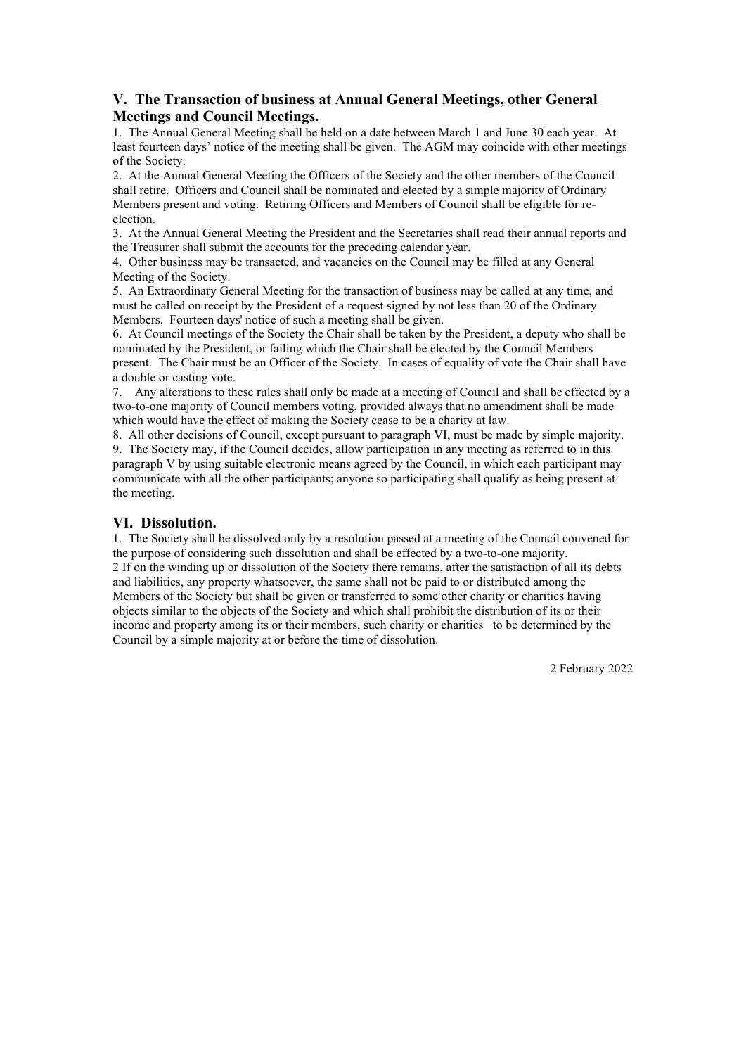## V. The Transaction of business at Annual General Meetings, other General Meetings and Council Meetings.

1. The Annual General Meeting shall be held on a date between March 1 and June 30 each year. At least fourteen days' notice of the meeting shall be given. The AGM may coincide with other meetings of the Society.
2. At the Annual General Meeting the Officers of the Society and the other members of the Council shall retire. Officers and Council shall be nominated and elected by a simple majority of Ordinary Members present and voting. Retiring Officers and Members of Council shall be eligible for re-election.
3. At the Annual General Meeting the President and the Secretaries shall read their annual reports and the Treasurer shall submit the accounts for the preceding calendar year.
4. Other business may be transacted, and vacancies on the Council may be filled at any General Meeting of the Society.
5. An Extraordinary General Meeting for the transaction of business may be called at any time, and must be called on receipt by the President of a request signed by not less than 20 of the Ordinary Members. Fourteen days' notice of such a meeting shall be given.
6. At Council meetings of the Society the Chair shall be taken by the President, a deputy who shall be nominated by the President, or failing which the Chair shall be elected by the Council Members present. The Chair must be an Officer of the Society. In cases of equality of vote the Chair shall have a double or casting vote.
7. Any alterations to these rules shall only be made at a meeting of Council and shall be effected by a two-to-one majority of Council members voting, provided always that no amendment shall be made which would have the effect of making the Society cease to be a charity at law.
8. All other decisions of Council, except pursuant to paragraph VI, must be made by simple majority.
9. The Society may, if the Council decides, allow participation in any meeting as referred to in this paragraph V by using suitable electronic means agreed by the Council, in which each participant may communicate with all the other participants; anyone so participating shall qualify as being present at the meeting.

## VI. Dissolution.

1. The Society shall be dissolved only by a resolution passed at a meeting of the Council convened for the purpose of considering such dissolution and shall be effected by a two-to-one majority.
2 If on the winding up or dissolution of the Society there remains, after the satisfaction of all its debts and liabilities, any property whatsoever, the same shall not be paid to or distributed among the Members of the Society but shall be given or transferred to some other charity or charities having objects similar to the objects of the Society and which shall prohibit the distribution of its or their income and property among its or their members, such charity or charities to be determined by the Council by a simple majority at or before the time of dissolution.

2 February 2022